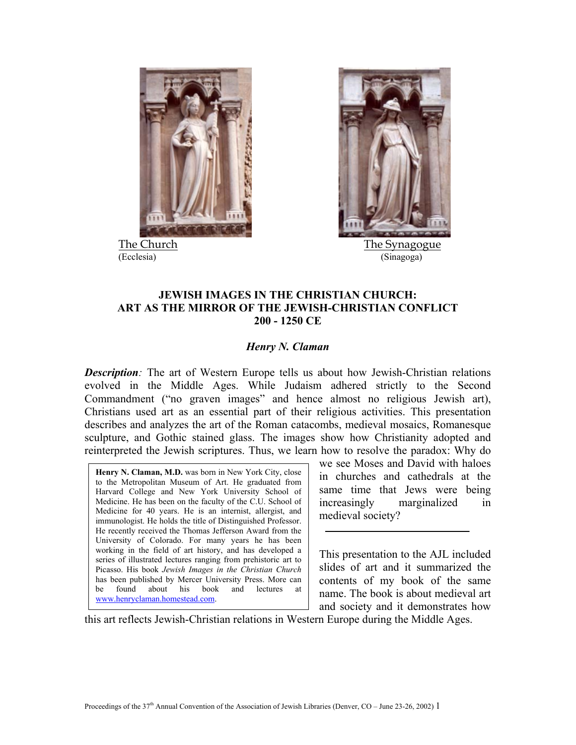The Church
(Ecclesia)

The Synagogue
(Sinagoga)

# JEWISH IMAGES IN THE CHRISTIAN CHURCH: ART AS THE MIRROR OF THE JEWISH-CHRISTIAN CONFLICT 200 - 1250 CE

***Henry N. Claman***

***Description**:* The art of Western Europe tells us about how Jewish-Christian relations evolved in the Middle Ages. While Judaism adhered strictly to the Second Commandment ("no graven images" and hence almost no religious Jewish art), Christians used art as an essential part of their religious activities. This presentation describes and analyzes the art of the Roman catacombs, medieval mosaics, Romanesque sculpture, and Gothic stained glass. The images show how Christianity adopted and reinterpreted the Jewish scriptures. Thus, we learn how to resolve the paradox: Why do we see Moses and David with haloes in churches and cathedrals at the same time that Jews were being increasingly marginalized in medieval society?

---

This presentation to the AJL included slides of art and it summarized the contents of my book of the same name. The book is about medieval art and society and it demonstrates how this art reflects Jewish-Christian relations in Western Europe during the Middle Ages.

> **Henry N. Claman, M.D.** was born in New York City, close to the Metropolitan Museum of Art. He graduated from Harvard College and New York University School of Medicine. He has been on the faculty of the C.U. School of Medicine for 40 years. He is an internist, allergist, and immunologist. He holds the title of Distinguished Professor. He recently received the Thomas Jefferson Award from the University of Colorado. For many years he has been working in the field of art history, and has developed a series of illustrated lectures ranging from prehistoric art to Picasso. His book *Jewish Images in the Christian Church* has been published by Mercer University Press. More can be found about his book and lectures at www.henryclaman.homestead.com.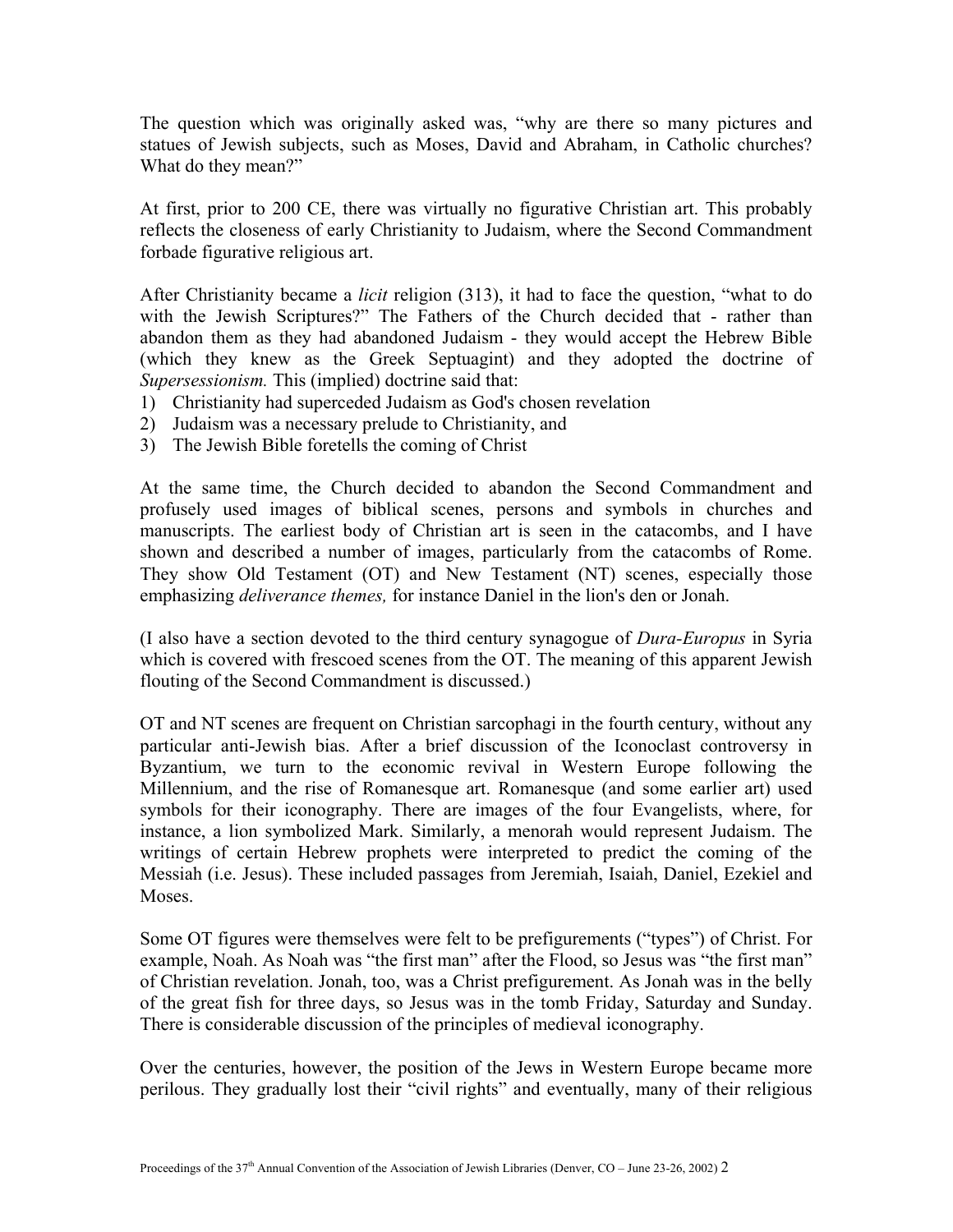The question which was originally asked was, "why are there so many pictures and statues of Jewish subjects, such as Moses, David and Abraham, in Catholic churches? What do they mean?"

At first, prior to 200 CE, there was virtually no figurative Christian art. This probably reflects the closeness of early Christianity to Judaism, where the Second Commandment forbade figurative religious art.

After Christianity became a *licit* religion (313), it had to face the question, "what to do with the Jewish Scriptures?" The Fathers of the Church decided that - rather than abandon them as they had abandoned Judaism - they would accept the Hebrew Bible (which they knew as the Greek Septuagint) and they adopted the doctrine of *Supersessionism.* This (implied) doctrine said that:

1) Christianity had superceded Judaism as God's chosen revelation
2) Judaism was a necessary prelude to Christianity, and
3) The Jewish Bible foretells the coming of Christ

At the same time, the Church decided to abandon the Second Commandment and profusely used images of biblical scenes, persons and symbols in churches and manuscripts. The earliest body of Christian art is seen in the catacombs, and I have shown and described a number of images, particularly from the catacombs of Rome. They show Old Testament (OT) and New Testament (NT) scenes, especially those emphasizing *deliverance themes,* for instance Daniel in the lion's den or Jonah.

(I also have a section devoted to the third century synagogue of *Dura-Europus* in Syria which is covered with frescoed scenes from the OT. The meaning of this apparent Jewish flouting of the Second Commandment is discussed.)

OT and NT scenes are frequent on Christian sarcophagi in the fourth century, without any particular anti-Jewish bias. After a brief discussion of the Iconoclast controversy in Byzantium, we turn to the economic revival in Western Europe following the Millennium, and the rise of Romanesque art. Romanesque (and some earlier art) used symbols for their iconography. There are images of the four Evangelists, where, for instance, a lion symbolized Mark. Similarly, a menorah would represent Judaism. The writings of certain Hebrew prophets were interpreted to predict the coming of the Messiah (i.e. Jesus). These included passages from Jeremiah, Isaiah, Daniel, Ezekiel and Moses.

Some OT figures were themselves were felt to be prefigurements ("types") of Christ. For example, Noah. As Noah was "the first man" after the Flood, so Jesus was "the first man" of Christian revelation. Jonah, too, was a Christ prefigurement. As Jonah was in the belly of the great fish for three days, so Jesus was in the tomb Friday, Saturday and Sunday. There is considerable discussion of the principles of medieval iconography.

Over the centuries, however, the position of the Jews in Western Europe became more perilous. They gradually lost their "civil rights" and eventually, many of their religious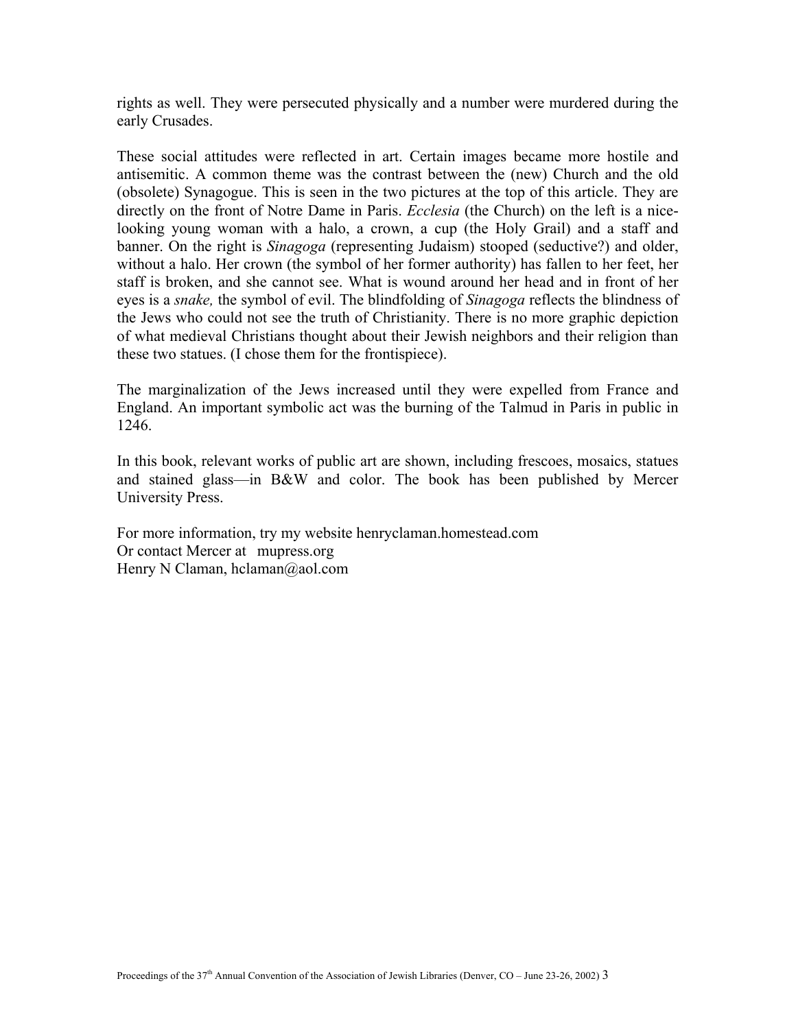rights as well. They were persecuted physically and a number were murdered during the early Crusades.

These social attitudes were reflected in art. Certain images became more hostile and antisemitic. A common theme was the contrast between the (new) Church and the old (obsolete) Synagogue. This is seen in the two pictures at the top of this article. They are directly on the front of Notre Dame in Paris. *Ecclesia* (the Church) on the left is a nice-looking young woman with a halo, a crown, a cup (the Holy Grail) and a staff and banner. On the right is *Sinagoga* (representing Judaism) stooped (seductive?) and older, without a halo. Her crown (the symbol of her former authority) has fallen to her feet, her staff is broken, and she cannot see. What is wound around her head and in front of her eyes is a *snake,* the symbol of evil. The blindfolding of *Sinagoga* reflects the blindness of the Jews who could not see the truth of Christianity. There is no more graphic depiction of what medieval Christians thought about their Jewish neighbors and their religion than these two statues. (I chose them for the frontispiece).

The marginalization of the Jews increased until they were expelled from France and England. An important symbolic act was the burning of the Talmud in Paris in public in 1246.

In this book, relevant works of public art are shown, including frescoes, mosaics, statues and stained glass—in B&W and color. The book has been published by Mercer University Press.

For more information, try my website henryclaman.homestead.com  
Or contact Mercer at mupress.org  
Henry N Claman, hclaman@aol.com